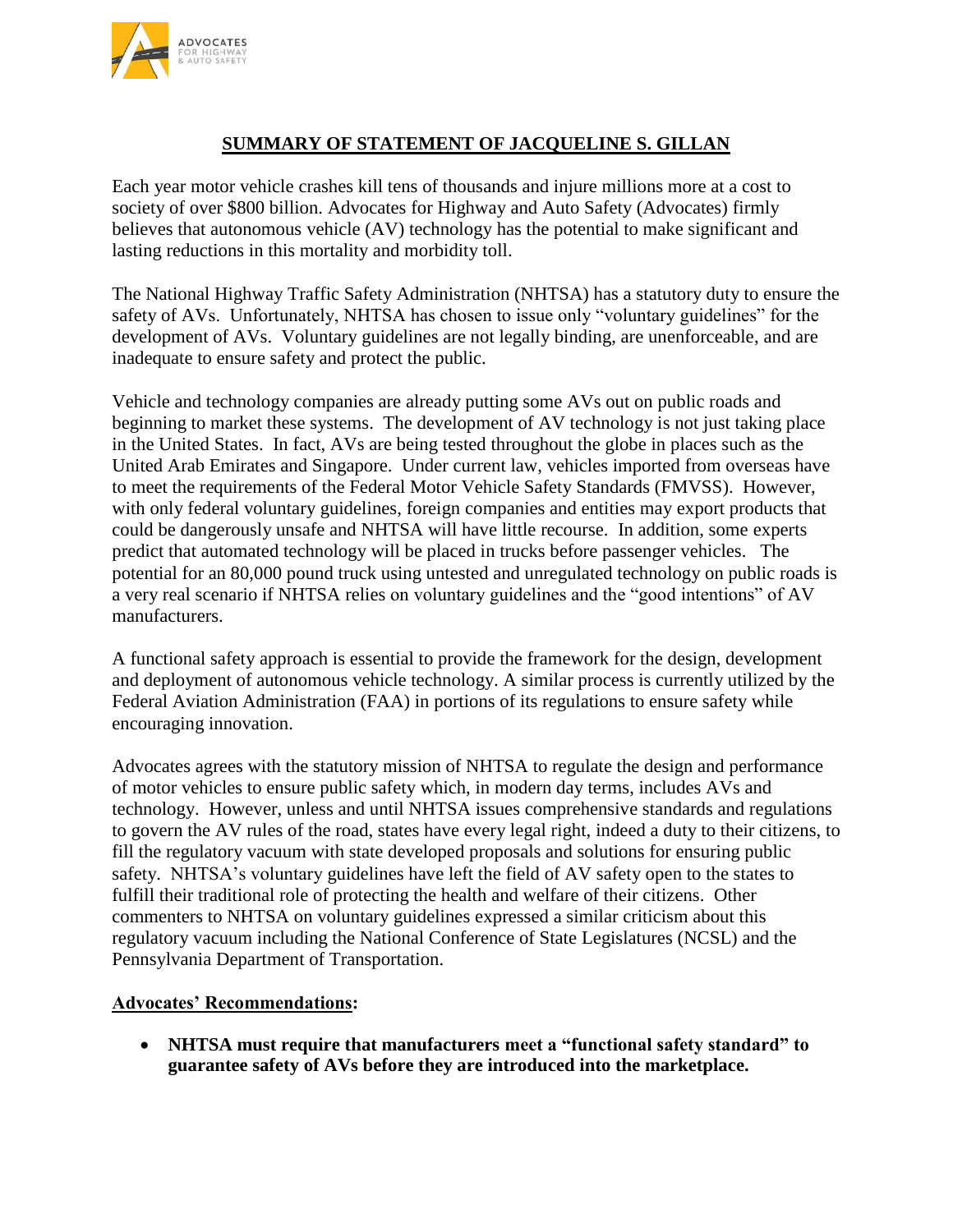# **SUMMARY OF STATEMENT OF JACQUELINE S. GILLAN**

Each year motor vehicle crashes kill tens of thousands and injure millions more at a cost to society of over $800 billion. Advocates for Highway and Auto Safety (Advocates) firmly believes that autonomous vehicle (AV) technology has the potential to make significant and lasting reductions in this mortality and morbidity toll.

The National Highway Traffic Safety Administration (NHTSA) has a statutory duty to ensure the safety of AVs. Unfortunately, NHTSA has chosen to issue only "voluntary guidelines" for the development of AVs. Voluntary guidelines are not legally binding, are unenforceable, and are inadequate to ensure safety and protect the public.

Vehicle and technology companies are already putting some AVs out on public roads and beginning to market these systems. The development of AV technology is not just taking place in the United States. In fact, AVs are being tested throughout the globe in places such as the United Arab Emirates and Singapore. Under current law, vehicles imported from overseas have to meet the requirements of the Federal Motor Vehicle Safety Standards (FMVSS). However, with only federal voluntary guidelines, foreign companies and entities may export products that could be dangerously unsafe and NHTSA will have little recourse. In addition, some experts predict that automated technology will be placed in trucks before passenger vehicles. The potential for an 80,000 pound truck using untested and unregulated technology on public roads is a very real scenario if NHTSA relies on voluntary guidelines and the "good intentions" of AV manufacturers.

A functional safety approach is essential to provide the framework for the design, development and deployment of autonomous vehicle technology. A similar process is currently utilized by the Federal Aviation Administration (FAA) in portions of its regulations to ensure safety while encouraging innovation.

Advocates agrees with the statutory mission of NHTSA to regulate the design and performance of motor vehicles to ensure public safety which, in modern day terms, includes AVs and technology. However, unless and until NHTSA issues comprehensive standards and regulations to govern the AV rules of the road, states have every legal right, indeed a duty to their citizens, to fill the regulatory vacuum with state developed proposals and solutions for ensuring public safety. NHTSA's voluntary guidelines have left the field of AV safety open to the states to fulfill their traditional role of protecting the health and welfare of their citizens. Other commenters to NHTSA on voluntary guidelines expressed a similar criticism about this regulatory vacuum including the National Conference of State Legislatures (NCSL) and the Pennsylvania Department of Transportation.

**Advocates' Recommendations:**

- **NHTSA must require that manufacturers meet a "functional safety standard" to guarantee safety of AVs before they are introduced into the marketplace.**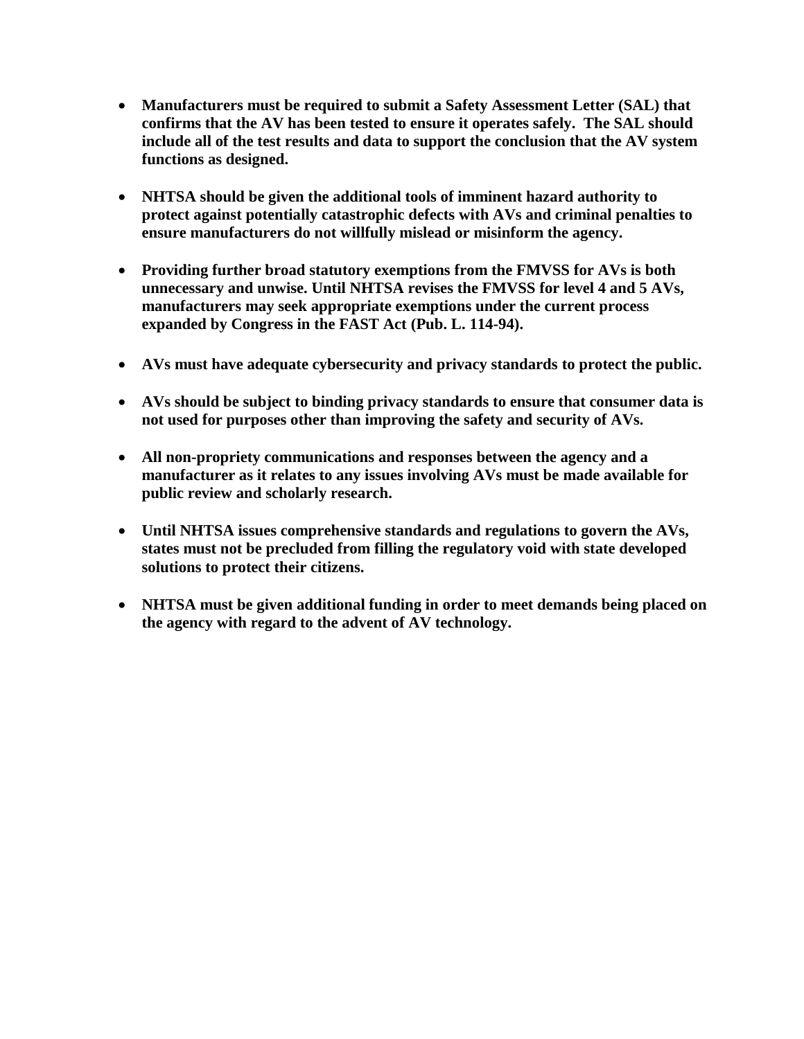- **Manufacturers must be required to submit a Safety Assessment Letter (SAL) that confirms that the AV has been tested to ensure it operates safely. The SAL should include all of the test results and data to support the conclusion that the AV system functions as designed.**

- **NHTSA should be given the additional tools of imminent hazard authority to protect against potentially catastrophic defects with AVs and criminal penalties to ensure manufacturers do not willfully mislead or misinform the agency.**

- **Providing further broad statutory exemptions from the FMVSS for AVs is both unnecessary and unwise. Until NHTSA revises the FMVSS for level 4 and 5 AVs, manufacturers may seek appropriate exemptions under the current process expanded by Congress in the FAST Act (Pub. L. 114-94).**

- **AVs must have adequate cybersecurity and privacy standards to protect the public.**

- **AVs should be subject to binding privacy standards to ensure that consumer data is not used for purposes other than improving the safety and security of AVs.**

- **All non-propriety communications and responses between the agency and a manufacturer as it relates to any issues involving AVs must be made available for public review and scholarly research.**

- **Until NHTSA issues comprehensive standards and regulations to govern the AVs, states must not be precluded from filling the regulatory void with state developed solutions to protect their citizens.**

- **NHTSA must be given additional funding in order to meet demands being placed on the agency with regard to the advent of AV technology.**